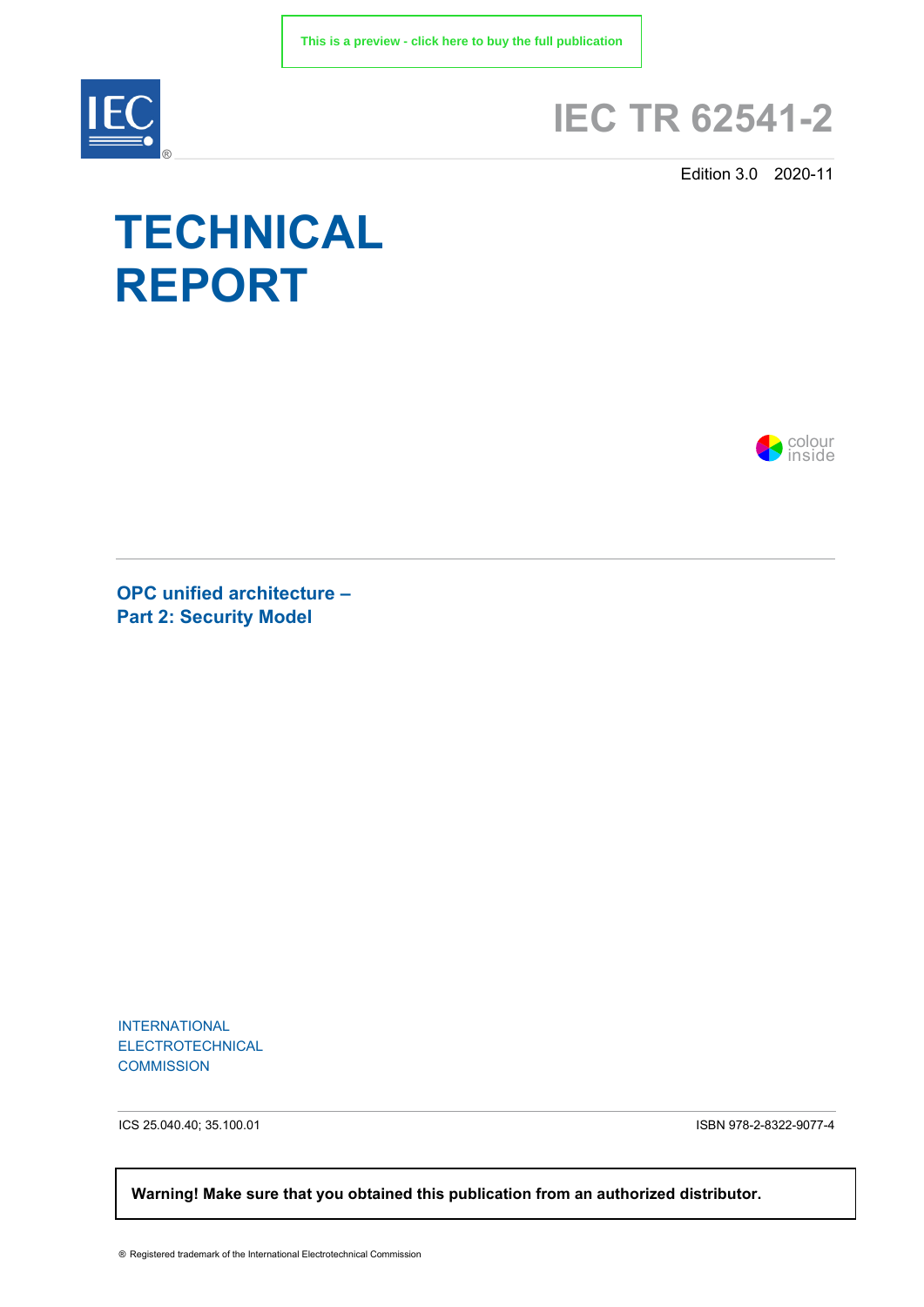This is a preview - click here to buy the full publication

# IEC TR 62541-2

Edition 3.0 2020-11

# TECHNICAL REPORT

colour inside

## OPC unified architecture – Part 2: Security Model

INTERNATIONAL ELECTROTECHNICAL COMMISSION

ICS 25.040.40; 35.100.01

ISBN 978-2-8322-9077-4

**Warning! Make sure that you obtained this publication from an authorized distributor.**

® Registered trademark of the International Electrotechnical Commission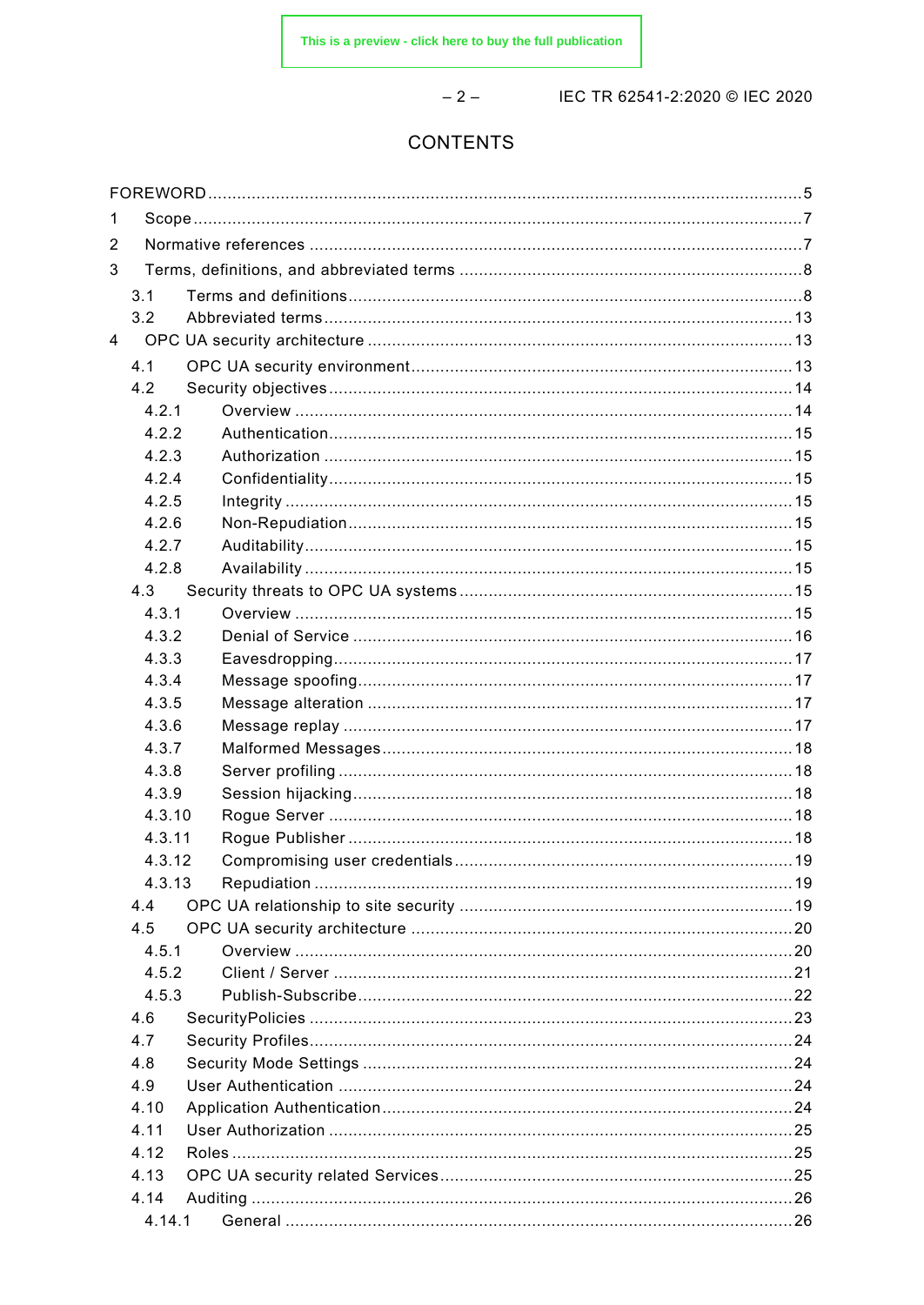# CONTENTS

FOREWORD .......... 5

1 Scope .......... 7

2 Normative references .......... 7

3 Terms, definitions, and abbreviated terms .......... 8

- 3.1 Terms and definitions .......... 8
- 3.2 Abbreviated terms .......... 13

4 OPC UA security architecture .......... 13

- 4.1 OPC UA security environment .......... 13
- 4.2 Security objectives .......... 14
  - 4.2.1 Overview .......... 14
  - 4.2.2 Authentication .......... 15
  - 4.2.3 Authorization .......... 15
  - 4.2.4 Confidentiality .......... 15
  - 4.2.5 Integrity .......... 15
  - 4.2.6 Non-Repudiation .......... 15
  - 4.2.7 Auditability .......... 15
  - 4.2.8 Availability .......... 15
- 4.3 Security threats to OPC UA systems .......... 15
  - 4.3.1 Overview .......... 15
  - 4.3.2 Denial of Service .......... 16
  - 4.3.3 Eavesdropping .......... 17
  - 4.3.4 Message spoofing .......... 17
  - 4.3.5 Message alteration .......... 17
  - 4.3.6 Message replay .......... 17
  - 4.3.7 Malformed Messages .......... 18
  - 4.3.8 Server profiling .......... 18
  - 4.3.9 Session hijacking .......... 18
  - 4.3.10 Rogue Server .......... 18
  - 4.3.11 Rogue Publisher .......... 18
  - 4.3.12 Compromising user credentials .......... 19
  - 4.3.13 Repudiation .......... 19
- 4.4 OPC UA relationship to site security .......... 19
- 4.5 OPC UA security architecture .......... 20
  - 4.5.1 Overview .......... 20
  - 4.5.2 Client / Server .......... 21
  - 4.5.3 Publish-Subscribe .......... 22
- 4.6 SecurityPolicies .......... 23
- 4.7 Security Profiles .......... 24
- 4.8 Security Mode Settings .......... 24
- 4.9 User Authentication .......... 24
- 4.10 Application Authentication .......... 24
- 4.11 User Authorization .......... 25
- 4.12 Roles .......... 25
- 4.13 OPC UA security related Services .......... 25
- 4.14 Auditing .......... 26
  - 4.14.1 General .......... 26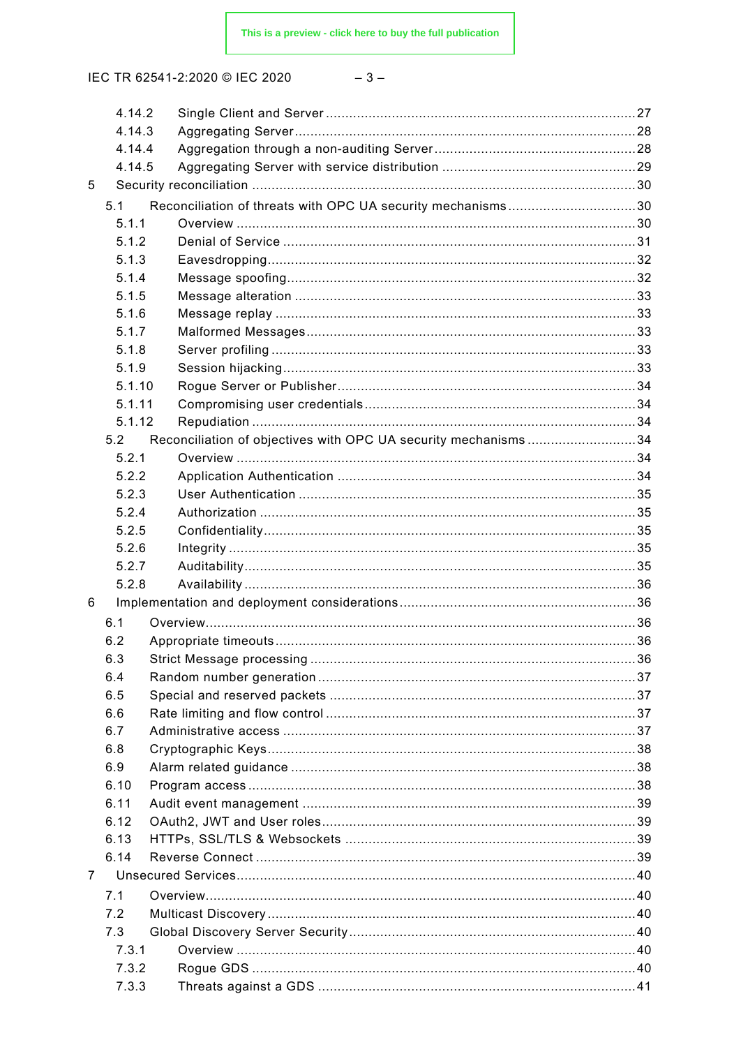4.14.2 Single Client and Server ....................................................................................27
4.14.3 Aggregating Server ...........................................................................................28
4.14.4 Aggregation through a non-auditing Server ........................................................28
4.14.5 Aggregating Server with service distribution ......................................................29
5 Security reconciliation ..................................................................................................30
5.1 Reconciliation of threats with OPC UA security mechanisms ..................................30
5.1.1 Overview ...........................................................................................................30
5.1.2 Denial of Service ...............................................................................................31
5.1.3 Eavesdropping...................................................................................................32
5.1.4 Message spoofing..............................................................................................32
5.1.5 Message alteration ............................................................................................33
5.1.6 Message replay .................................................................................................33
5.1.7 Malformed Messages.........................................................................................33
5.1.8 Server profiling ..................................................................................................33
5.1.9 Session hijacking...............................................................................................33
5.1.10 Rogue Server or Publisher.................................................................................34
5.1.11 Compromising user credentials..........................................................................34
5.1.12 Repudiation .......................................................................................................34
5.2 Reconciliation of objectives with OPC UA security mechanisms .............................34
5.2.1 Overview ...........................................................................................................34
5.2.2 Application Authentication .................................................................................34
5.2.3 User Authentication ...........................................................................................35
5.2.4 Authorization .....................................................................................................35
5.2.5 Confidentiality....................................................................................................35
5.2.6 Integrity .............................................................................................................35
5.2.7 Auditability.........................................................................................................35
5.2.8 Availability .........................................................................................................36
6 Implementation and deployment considerations ............................................................36
6.1 Overview..................................................................................................................36
6.2 Appropriate timeouts................................................................................................36
6.3 Strict Message processing .......................................................................................36
6.4 Random number generation .....................................................................................37
6.5 Special and reserved packets ..................................................................................37
6.6 Rate limiting and flow control ...................................................................................37
6.7 Administrative access ..............................................................................................37
6.8 Cryptographic Keys..................................................................................................38
6.9 Alarm related guidance ............................................................................................38
6.10 Program access .......................................................................................................38
6.11 Audit event management .........................................................................................39
6.12 OAuth2, JWT and User roles....................................................................................39
6.13 HTTPs, SSL/TLS & Websockets ..............................................................................39
6.14 Reverse Connect .....................................................................................................39
7 Unsecured Services......................................................................................................40
7.1 Overview..................................................................................................................40
7.2 Multicast Discovery ..................................................................................................40
7.3 Global Discovery Server Security .............................................................................40
7.3.1 Overview ...........................................................................................................40
7.3.2 Rogue GDS .......................................................................................................40
7.3.3 Threats against a GDS ......................................................................................41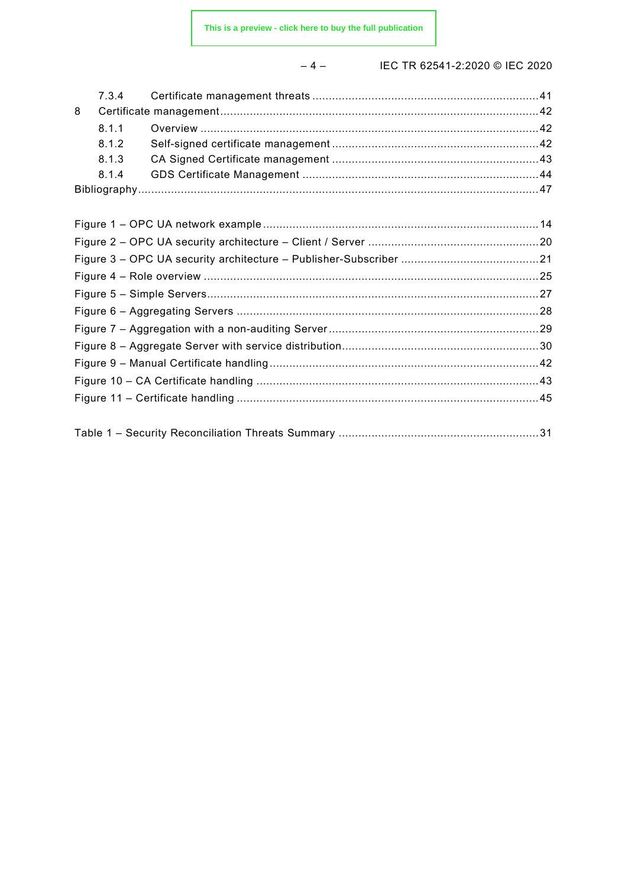7.3.4 Certificate management threats ....................................................................41

8 Certificate management .................................................................................................42

8.1.1 Overview .......................................................................................................42

8.1.2 Self-signed certificate management ..............................................................42

8.1.3 CA Signed Certificate management ..............................................................43

8.1.4 GDS Certificate Management .......................................................................44

Bibliography .........................................................................................................................47

Figure 1 – OPC UA network example ....................................................................................14

Figure 2 – OPC UA security architecture – Client / Server ....................................................20

Figure 3 – OPC UA security architecture – Publisher-Subscriber ..........................................21

Figure 4 – Role overview ......................................................................................................25

Figure 5 – Simple Servers .....................................................................................................27

Figure 6 – Aggregating Servers ............................................................................................28

Figure 7 – Aggregation with a non-auditing Server ................................................................29

Figure 8 – Aggregate Server with service distribution ............................................................30

Figure 9 – Manual Certificate handling ..................................................................................42

Figure 10 – CA Certificate handling ......................................................................................43

Figure 11 – Certificate handling ............................................................................................45

Table 1 – Security Reconciliation Threats Summary .............................................................31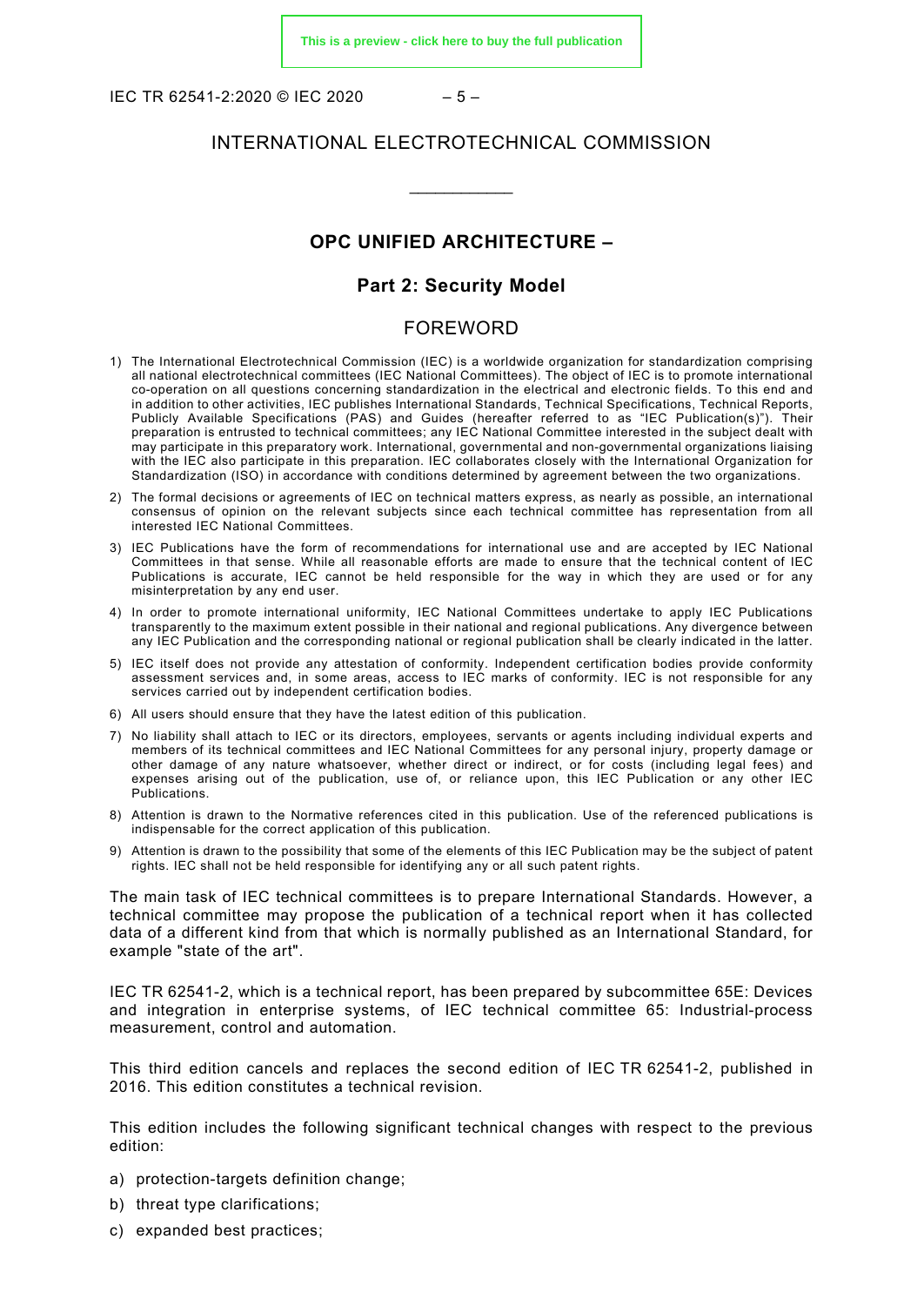# INTERNATIONAL ELECTROTECHNICAL COMMISSION

\_\_\_\_\_\_\_\_\_\_\_\_

## OPC UNIFIED ARCHITECTURE –

## Part 2: Security Model

## FOREWORD

1) The International Electrotechnical Commission (IEC) is a worldwide organization for standardization comprising all national electrotechnical committees (IEC National Committees). The object of IEC is to promote international co-operation on all questions concerning standardization in the electrical and electronic fields. To this end and in addition to other activities, IEC publishes International Standards, Technical Specifications, Technical Reports, Publicly Available Specifications (PAS) and Guides (hereafter referred to as "IEC Publication(s)"). Their preparation is entrusted to technical committees; any IEC National Committee interested in the subject dealt with may participate in this preparatory work. International, governmental and non-governmental organizations liaising with the IEC also participate in this preparation. IEC collaborates closely with the International Organization for Standardization (ISO) in accordance with conditions determined by agreement between the two organizations.
2) The formal decisions or agreements of IEC on technical matters express, as nearly as possible, an international consensus of opinion on the relevant subjects since each technical committee has representation from all interested IEC National Committees.
3) IEC Publications have the form of recommendations for international use and are accepted by IEC National Committees in that sense. While all reasonable efforts are made to ensure that the technical content of IEC Publications is accurate, IEC cannot be held responsible for the way in which they are used or for any misinterpretation by any end user.
4) In order to promote international uniformity, IEC National Committees undertake to apply IEC Publications transparently to the maximum extent possible in their national and regional publications. Any divergence between any IEC Publication and the corresponding national or regional publication shall be clearly indicated in the latter.
5) IEC itself does not provide any attestation of conformity. Independent certification bodies provide conformity assessment services and, in some areas, access to IEC marks of conformity. IEC is not responsible for any services carried out by independent certification bodies.
6) All users should ensure that they have the latest edition of this publication.
7) No liability shall attach to IEC or its directors, employees, servants or agents including individual experts and members of its technical committees and IEC National Committees for any personal injury, property damage or other damage of any nature whatsoever, whether direct or indirect, or for costs (including legal fees) and expenses arising out of the publication, use of, or reliance upon, this IEC Publication or any other IEC Publications.
8) Attention is drawn to the Normative references cited in this publication. Use of the referenced publications is indispensable for the correct application of this publication.
9) Attention is drawn to the possibility that some of the elements of this IEC Publication may be the subject of patent rights. IEC shall not be held responsible for identifying any or all such patent rights.

The main task of IEC technical committees is to prepare International Standards. However, a technical committee may propose the publication of a technical report when it has collected data of a different kind from that which is normally published as an International Standard, for example "state of the art".

IEC TR 62541-2, which is a technical report, has been prepared by subcommittee 65E: Devices and integration in enterprise systems, of IEC technical committee 65: Industrial-process measurement, control and automation.

This third edition cancels and replaces the second edition of IEC TR 62541-2, published in 2016. This edition constitutes a technical revision.

This edition includes the following significant technical changes with respect to the previous edition:

a) protection-targets definition change;
b) threat type clarifications;
c) expanded best practices;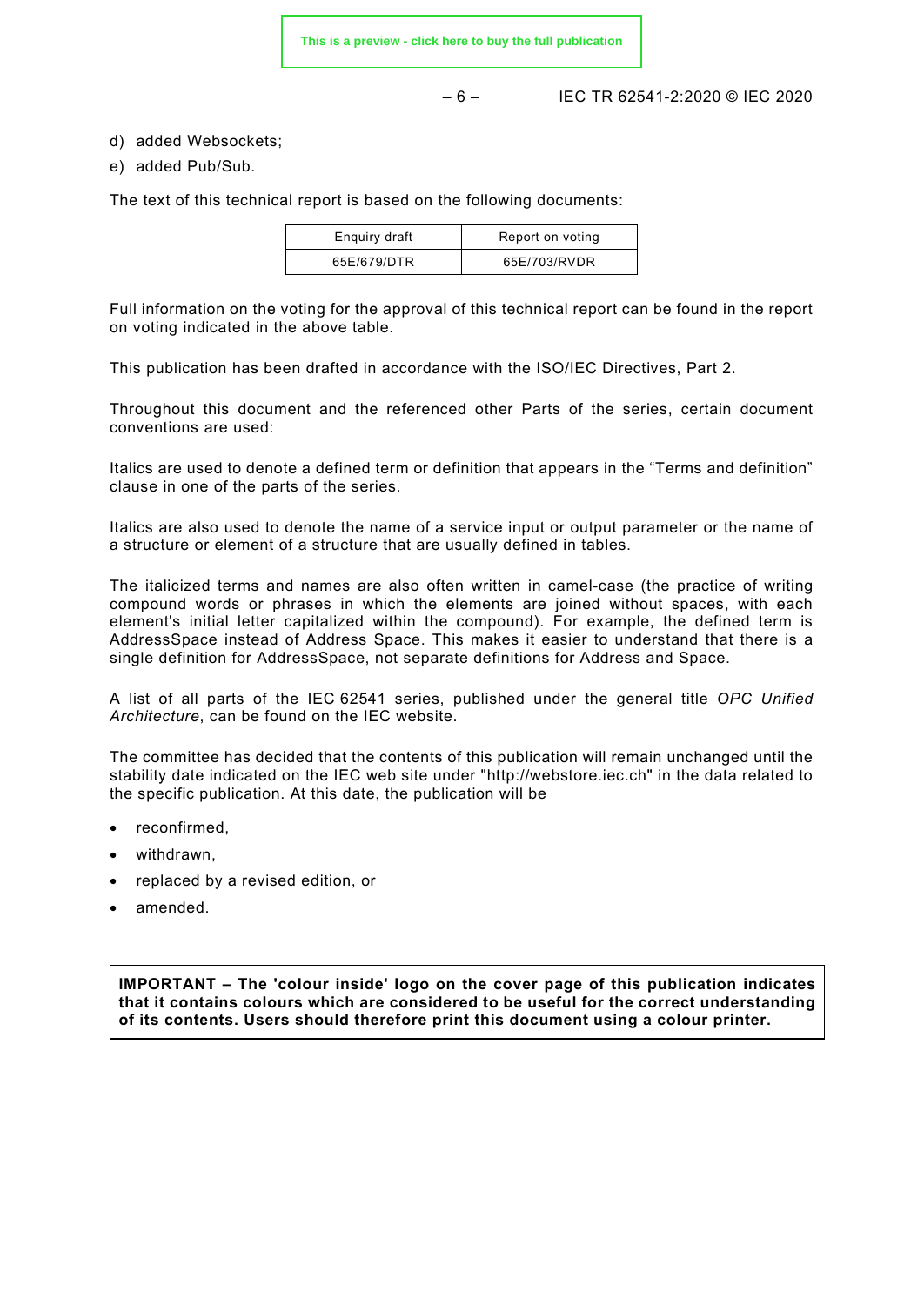d) added Websockets;

e) added Pub/Sub.

The text of this technical report is based on the following documents:

| Enquiry draft | Report on voting |
|---|---|
| 65E/679/DTR | 65E/703/RVDR |

Full information on the voting for the approval of this technical report can be found in the report on voting indicated in the above table.

This publication has been drafted in accordance with the ISO/IEC Directives, Part 2.

Throughout this document and the referenced other Parts of the series, certain document conventions are used:

Italics are used to denote a defined term or definition that appears in the "Terms and definition" clause in one of the parts of the series.

Italics are also used to denote the name of a service input or output parameter or the name of a structure or element of a structure that are usually defined in tables.

The italicized terms and names are also often written in camel-case (the practice of writing compound words or phrases in which the elements are joined without spaces, with each element's initial letter capitalized within the compound). For example, the defined term is AddressSpace instead of Address Space. This makes it easier to understand that there is a single definition for AddressSpace, not separate definitions for Address and Space.

A list of all parts of the IEC 62541 series, published under the general title *OPC Unified Architecture*, can be found on the IEC website.

The committee has decided that the contents of this publication will remain unchanged until the stability date indicated on the IEC web site under "http://webstore.iec.ch" in the data related to the specific publication. At this date, the publication will be

- reconfirmed,
- withdrawn,
- replaced by a revised edition, or
- amended.

**IMPORTANT – The 'colour inside' logo on the cover page of this publication indicates that it contains colours which are considered to be useful for the correct understanding of its contents. Users should therefore print this document using a colour printer.**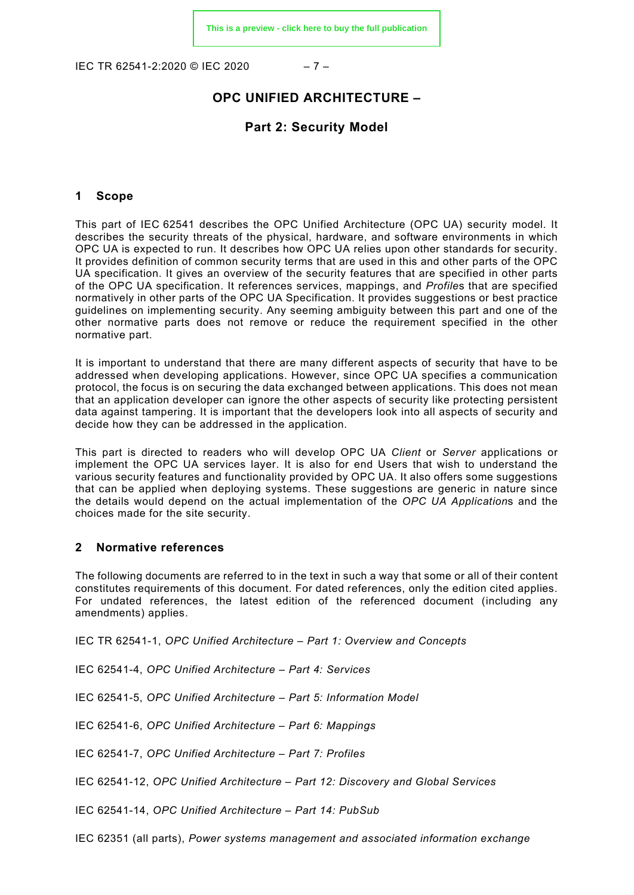# OPC UNIFIED ARCHITECTURE –

## Part 2: Security Model

### 1 Scope

This part of IEC 62541 describes the OPC Unified Architecture (OPC UA) security model. It describes the security threats of the physical, hardware, and software environments in which OPC UA is expected to run. It describes how OPC UA relies upon other standards for security. It provides definition of common security terms that are used in this and other parts of the OPC UA specification. It gives an overview of the security features that are specified in other parts of the OPC UA specification. It references services, mappings, and *Profile*s that are specified normatively in other parts of the OPC UA Specification. It provides suggestions or best practice guidelines on implementing security. Any seeming ambiguity between this part and one of the other normative parts does not remove or reduce the requirement specified in the other normative part.

It is important to understand that there are many different aspects of security that have to be addressed when developing applications. However, since OPC UA specifies a communication protocol, the focus is on securing the data exchanged between applications. This does not mean that an application developer can ignore the other aspects of security like protecting persistent data against tampering. It is important that the developers look into all aspects of security and decide how they can be addressed in the application.

This part is directed to readers who will develop OPC UA *Client* or *Server* applications or implement the OPC UA services layer. It is also for end Users that wish to understand the various security features and functionality provided by OPC UA. It also offers some suggestions that can be applied when deploying systems. These suggestions are generic in nature since the details would depend on the actual implementation of the *OPC UA Application*s and the choices made for the site security.

### 2 Normative references

The following documents are referred to in the text in such a way that some or all of their content constitutes requirements of this document. For dated references, only the edition cited applies. For undated references, the latest edition of the referenced document (including any amendments) applies.

IEC TR 62541-1, *OPC Unified Architecture – Part 1: Overview and Concepts*

IEC 62541-4, *OPC Unified Architecture – Part 4: Services*

IEC 62541-5, *OPC Unified Architecture – Part 5: Information Model*

IEC 62541-6, *OPC Unified Architecture – Part 6: Mappings*

IEC 62541-7, *OPC Unified Architecture – Part 7: Profiles*

IEC 62541-12, *OPC Unified Architecture – Part 12: Discovery and Global Services*

IEC 62541-14, *OPC Unified Architecture – Part 14: PubSub*

IEC 62351 (all parts), *Power systems management and associated information exchange*